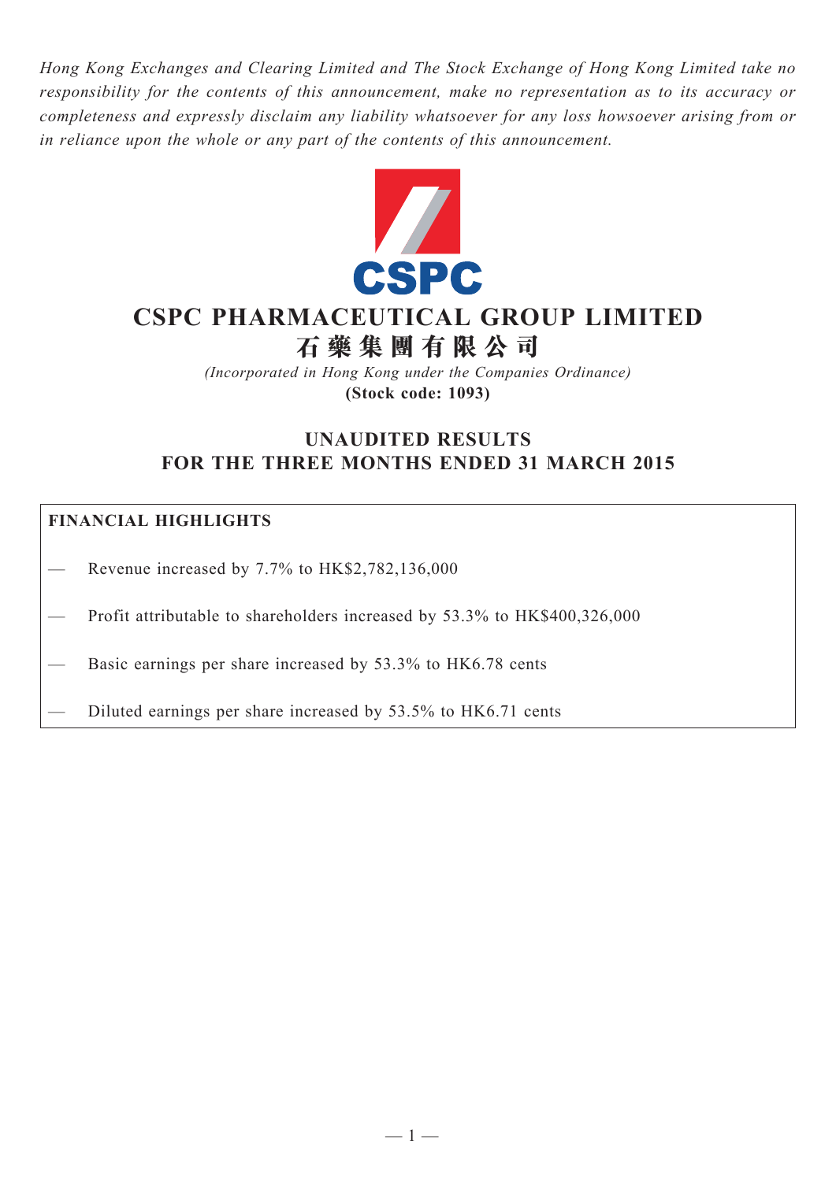*Hong Kong Exchanges and Clearing Limited and The Stock Exchange of Hong Kong Limited take no responsibility for the contents of this announcement, make no representation as to its accuracy or completeness and expressly disclaim any liability whatsoever for any loss howsoever arising from or in reliance upon the whole or any part of the contents of this announcement.*

# CSPC PHARMACEUTICAL GROUP LIMITED
# 石藥集團有限公司

*(Incorporated in Hong Kong under the Companies Ordinance)*
**(Stock code: 1093)**

## UNAUDITED RESULTS FOR THE THREE MONTHS ENDED 31 MARCH 2015

**FINANCIAL HIGHLIGHTS**

— Revenue increased by 7.7% to HK$2,782,136,000

— Profit attributable to shareholders increased by 53.3% to HK$400,326,000

— Basic earnings per share increased by 53.3% to HK6.78 cents

— Diluted earnings per share increased by 53.5% to HK6.71 cents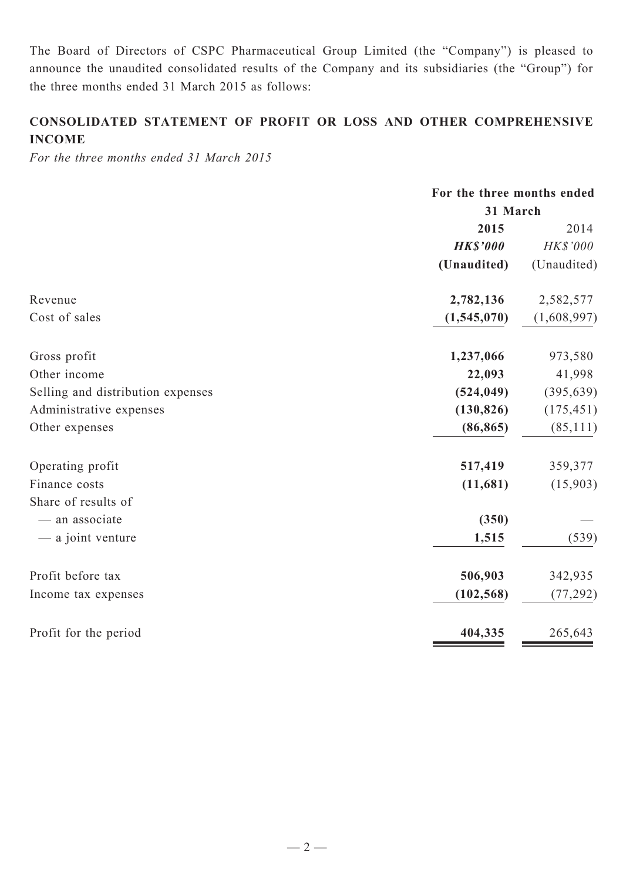The Board of Directors of CSPC Pharmaceutical Group Limited (the "Company") is pleased to announce the unaudited consolidated results of the Company and its subsidiaries (the "Group") for the three months ended 31 March 2015 as follows:

## CONSOLIDATED STATEMENT OF PROFIT OR LOSS AND OTHER COMPREHENSIVE INCOME

*For the three months ended 31 March 2015*

| | For the three months ended 31 March | |
|---|---|---|
| | **2015** | 2014 |
| | ***HK$'000*** | *HK$'000* |
| | **(Unaudited)** | (Unaudited) |
| Revenue | **2,782,136** | 2,582,577 |
| Cost of sales | **(1,545,070)** | (1,608,997) |
| Gross profit | **1,237,066** | 973,580 |
| Other income | **22,093** | 41,998 |
| Selling and distribution expenses | **(524,049)** | (395,639) |
| Administrative expenses | **(130,826)** | (175,451) |
| Other expenses | **(86,865)** | (85,111) |
| Operating profit | **517,419** | 359,377 |
| Finance costs | **(11,681)** | (15,903) |
| Share of results of | | |
| — an associate | **(350)** | — |
| — a joint venture | **1,515** | (539) |
| Profit before tax | **506,903** | 342,935 |
| Income tax expenses | **(102,568)** | (77,292) |
| Profit for the period | **404,335** | 265,643 |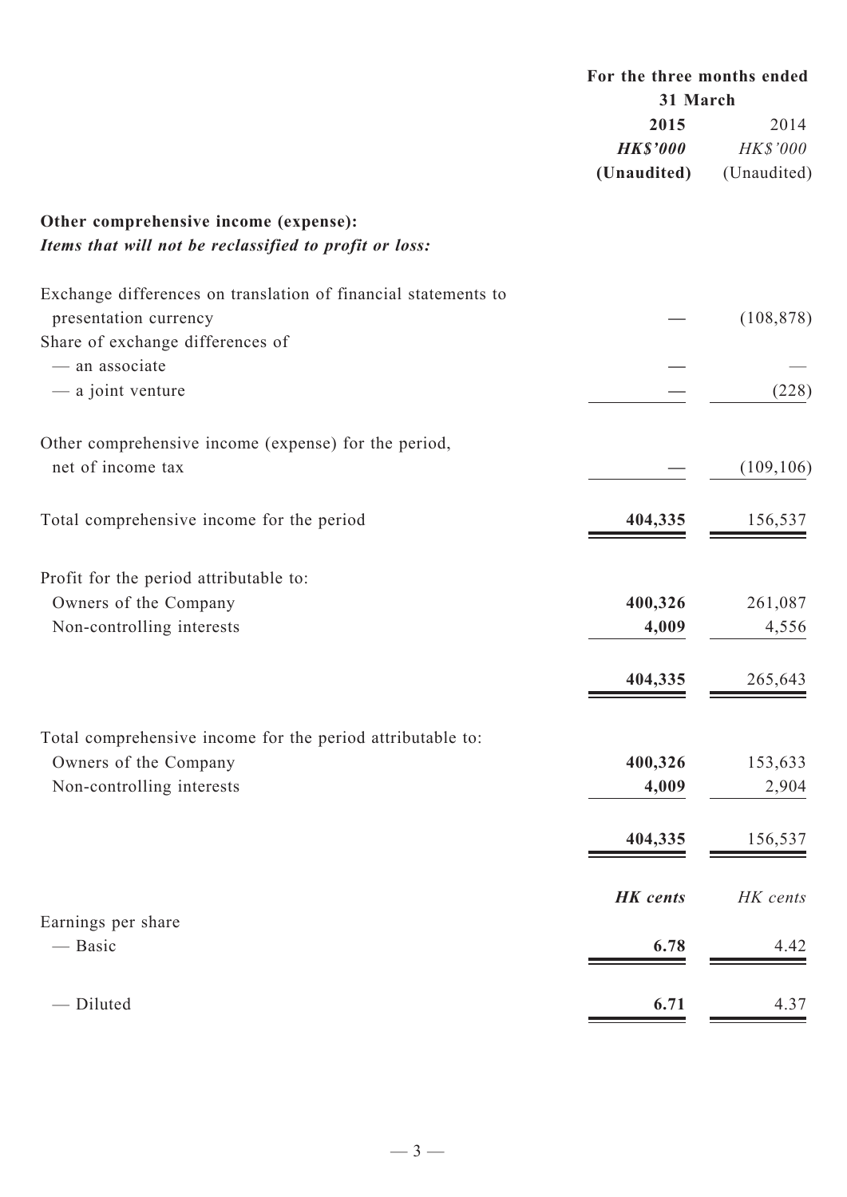| | For the three months ended 31 March | |
|---|---|---|
| | **2015** | 2014 |
| | ***HK$'000*** | *HK$'000* |
| | **(Unaudited)** | (Unaudited) |
| **Other comprehensive income (expense):** | | |
| ***Items that will not be reclassified to profit or loss:*** | | |
| Exchange differences on translation of financial statements to presentation currency | **—** | (108,878) |
| Share of exchange differences of | | |
| — an associate | **—** | — |
| — a joint venture | **—** | (228) |
| Other comprehensive income (expense) for the period, net of income tax | **—** | (109,106) |
| Total comprehensive income for the period | **404,335** | 156,537 |
| Profit for the period attributable to: | | |
| Owners of the Company | **400,326** | 261,087 |
| Non-controlling interests | **4,009** | 4,556 |
| | **404,335** | 265,643 |
| Total comprehensive income for the period attributable to: | | |
| Owners of the Company | **400,326** | 153,633 |
| Non-controlling interests | **4,009** | 2,904 |
| | **404,335** | 156,537 |
| | ***HK cents*** | *HK cents* |
| Earnings per share | | |
| — Basic | **6.78** | 4.42 |
| — Diluted | **6.71** | 4.37 |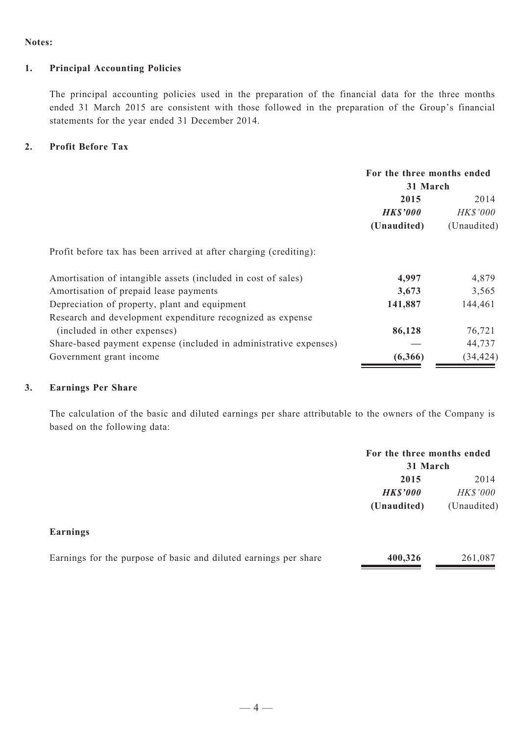**Notes:**

## 1. Principal Accounting Policies

The principal accounting policies used in the preparation of the financial data for the three months ended 31 March 2015 are consistent with those followed in the preparation of the Group's financial statements for the year ended 31 December 2014.

## 2. Profit Before Tax

| | For the three months ended 31 March | |
|---|---|---|
| | **2015** | 2014 |
| | ***HK$'000*** | *HK$'000* |
| | **(Unaudited)** | (Unaudited) |
| Profit before tax has been arrived at after charging (crediting): | | |
| Amortisation of intangible assets (included in cost of sales) | **4,997** | 4,879 |
| Amortisation of prepaid lease payments | **3,673** | 3,565 |
| Depreciation of property, plant and equipment | **141,887** | 144,461 |
| Research and development expenditure recognized as expense (included in other expenses) | **86,128** | 76,721 |
| Share-based payment expense (included in administrative expenses) | **—** | 44,737 |
| Government grant income | **(6,366)** | (34,424) |

## 3. Earnings Per Share

The calculation of the basic and diluted earnings per share attributable to the owners of the Company is based on the following data:

| | For the three months ended 31 March | |
|---|---|---|
| | **2015** | 2014 |
| | ***HK$'000*** | *HK$'000* |
| | **(Unaudited)** | (Unaudited) |
| **Earnings** | | |
| Earnings for the purpose of basic and diluted earnings per share | **400,326** | 261,087 |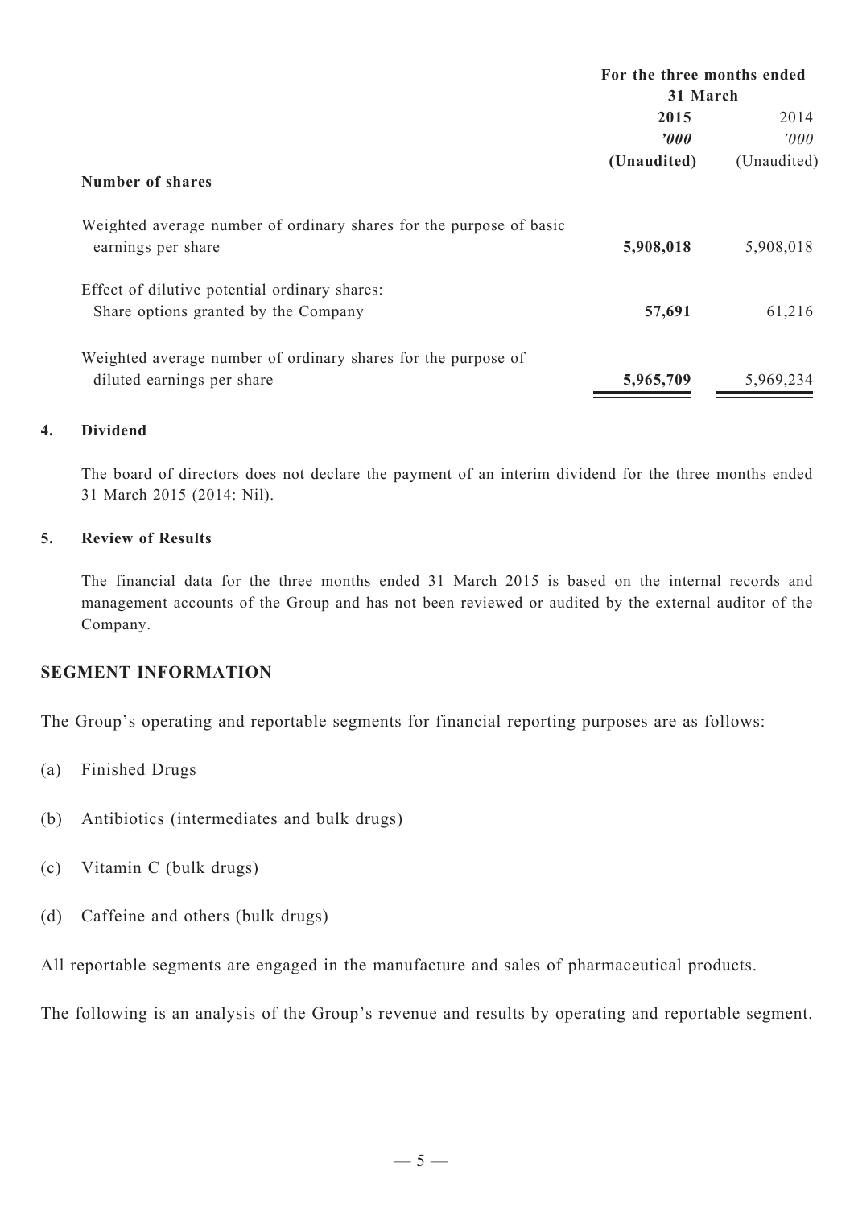| | For the three months ended 31 March | |
|---|---|---|
| | **2015** | 2014 |
| | ***'000*** | *'000* |
| | **(Unaudited)** | (Unaudited) |
| **Number of shares** | | |
| Weighted average number of ordinary shares for the purpose of basic earnings per share | **5,908,018** | 5,908,018 |
| Effect of dilutive potential ordinary shares: Share options granted by the Company | **57,691** | 61,216 |
| Weighted average number of ordinary shares for the purpose of diluted earnings per share | **5,965,709** | 5,969,234 |

**4. Dividend**

The board of directors does not declare the payment of an interim dividend for the three months ended 31 March 2015 (2014: Nil).

**5. Review of Results**

The financial data for the three months ended 31 March 2015 is based on the internal records and management accounts of the Group and has not been reviewed or audited by the external auditor of the Company.

## SEGMENT INFORMATION

The Group's operating and reportable segments for financial reporting purposes are as follows:

(a) Finished Drugs

(b) Antibiotics (intermediates and bulk drugs)

(c) Vitamin C (bulk drugs)

(d) Caffeine and others (bulk drugs)

All reportable segments are engaged in the manufacture and sales of pharmaceutical products.

The following is an analysis of the Group's revenue and results by operating and reportable segment.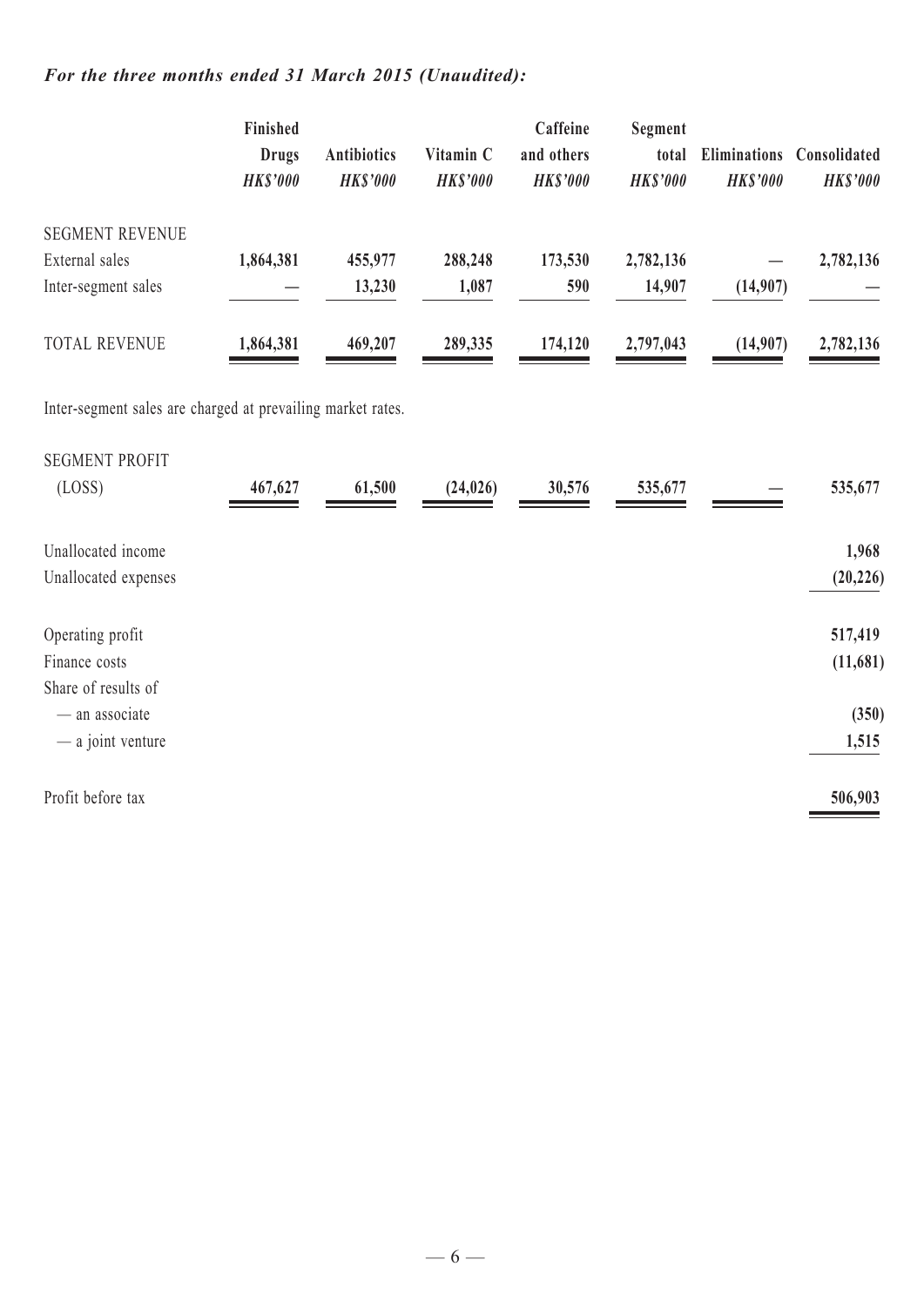***For the three months ended 31 March 2015 (Unaudited):***

| | Finished Drugs *HK$'000* | Antibiotics *HK$'000* | Vitamin C *HK$'000* | Caffeine and others *HK$'000* | Segment total *HK$'000* | Eliminations *HK$'000* | Consolidated *HK$'000* |
|---|---|---|---|---|---|---|---|
| SEGMENT REVENUE | | | | | | | |
| External sales | 1,864,381 | 455,977 | 288,248 | 173,530 | 2,782,136 | — | 2,782,136 |
| Inter-segment sales | — | 13,230 | 1,087 | 590 | 14,907 | (14,907) | — |
| TOTAL REVENUE | 1,864,381 | 469,207 | 289,335 | 174,120 | 2,797,043 | (14,907) | 2,782,136 |

Inter-segment sales are charged at prevailing market rates.

| | Finished Drugs *HK$'000* | Antibiotics *HK$'000* | Vitamin C *HK$'000* | Caffeine and others *HK$'000* | Segment total *HK$'000* | Eliminations *HK$'000* | Consolidated *HK$'000* |
|---|---|---|---|---|---|---|---|
| SEGMENT PROFIT (LOSS) | 467,627 | 61,500 | (24,026) | 30,576 | 535,677 | — | 535,677 |
| Unallocated income | | | | | | | 1,968 |
| Unallocated expenses | | | | | | | (20,226) |
| Operating profit | | | | | | | 517,419 |
| Finance costs | | | | | | | (11,681) |
| Share of results of | | | | | | | |
| — an associate | | | | | | | (350) |
| — a joint venture | | | | | | | 1,515 |
| Profit before tax | | | | | | | 506,903 |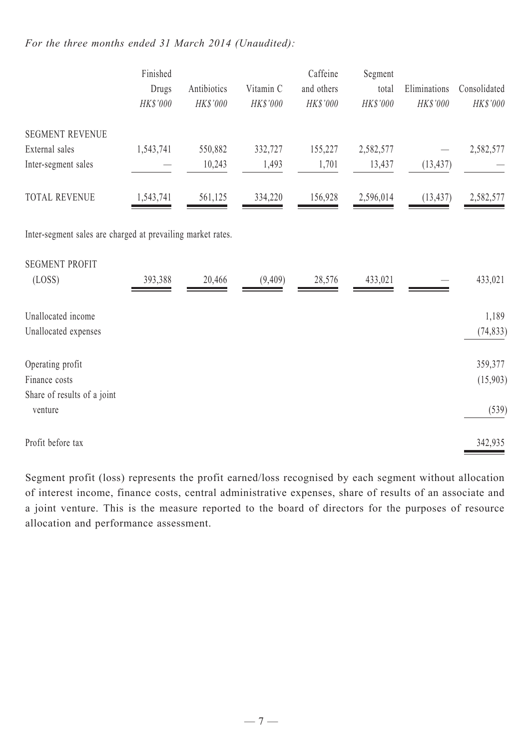*For the three months ended 31 March 2014 (Unaudited):*

| | Finished Drugs | Antibiotics | Vitamin C | Caffeine and others | Segment total | Eliminations | Consolidated |
|---|---|---|---|---|---|---|---|
| | *HK$'000* | *HK$'000* | *HK$'000* | *HK$'000* | *HK$'000* | *HK$'000* | *HK$'000* |
| SEGMENT REVENUE | | | | | | | |
| External sales | 1,543,741 | 550,882 | 332,727 | 155,227 | 2,582,577 | — | 2,582,577 |
| Inter-segment sales | — | 10,243 | 1,493 | 1,701 | 13,437 | (13,437) | — |
| TOTAL REVENUE | 1,543,741 | 561,125 | 334,220 | 156,928 | 2,596,014 | (13,437) | 2,582,577 |

Inter-segment sales are charged at prevailing market rates.

| | Finished Drugs | Antibiotics | Vitamin C | Caffeine and others | Segment total | Eliminations | Consolidated |
|---|---|---|---|---|---|---|---|
| SEGMENT PROFIT (LOSS) | 393,388 | 20,466 | (9,409) | 28,576 | 433,021 | — | 433,021 |
| Unallocated income | | | | | | | 1,189 |
| Unallocated expenses | | | | | | | (74,833) |
| Operating profit | | | | | | | 359,377 |
| Finance costs | | | | | | | (15,903) |
| Share of results of a joint venture | | | | | | | (539) |
| Profit before tax | | | | | | | 342,935 |

Segment profit (loss) represents the profit earned/loss recognised by each segment without allocation of interest income, finance costs, central administrative expenses, share of results of an associate and a joint venture. This is the measure reported to the board of directors for the purposes of resource allocation and performance assessment.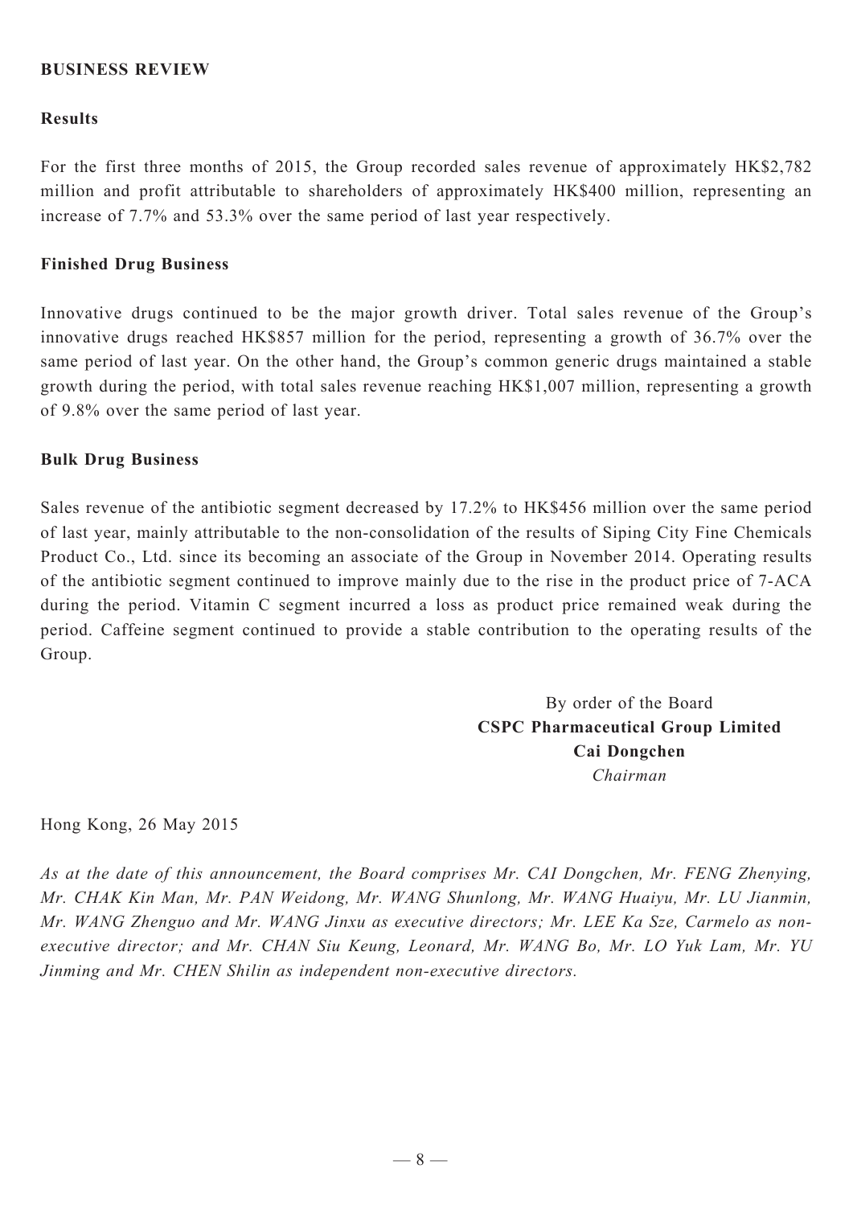## BUSINESS REVIEW

### Results

For the first three months of 2015, the Group recorded sales revenue of approximately HK$2,782 million and profit attributable to shareholders of approximately HK$400 million, representing an increase of 7.7% and 53.3% over the same period of last year respectively.

### Finished Drug Business

Innovative drugs continued to be the major growth driver. Total sales revenue of the Group's innovative drugs reached HK$857 million for the period, representing a growth of 36.7% over the same period of last year. On the other hand, the Group's common generic drugs maintained a stable growth during the period, with total sales revenue reaching HK$1,007 million, representing a growth of 9.8% over the same period of last year.

### Bulk Drug Business

Sales revenue of the antibiotic segment decreased by 17.2% to HK$456 million over the same period of last year, mainly attributable to the non-consolidation of the results of Siping City Fine Chemicals Product Co., Ltd. since its becoming an associate of the Group in November 2014. Operating results of the antibiotic segment continued to improve mainly due to the rise in the product price of 7-ACA during the period. Vitamin C segment incurred a loss as product price remained weak during the period. Caffeine segment continued to provide a stable contribution to the operating results of the Group.

By order of the Board
**CSPC Pharmaceutical Group Limited**
**Cai Dongchen**
*Chairman*

Hong Kong, 26 May 2015

*As at the date of this announcement, the Board comprises Mr. CAI Dongchen, Mr. FENG Zhenying, Mr. CHAK Kin Man, Mr. PAN Weidong, Mr. WANG Shunlong, Mr. WANG Huaiyu, Mr. LU Jianmin, Mr. WANG Zhenguo and Mr. WANG Jinxu as executive directors; Mr. LEE Ka Sze, Carmelo as non-executive director; and Mr. CHAN Siu Keung, Leonard, Mr. WANG Bo, Mr. LO Yuk Lam, Mr. YU Jinming and Mr. CHEN Shilin as independent non-executive directors.*